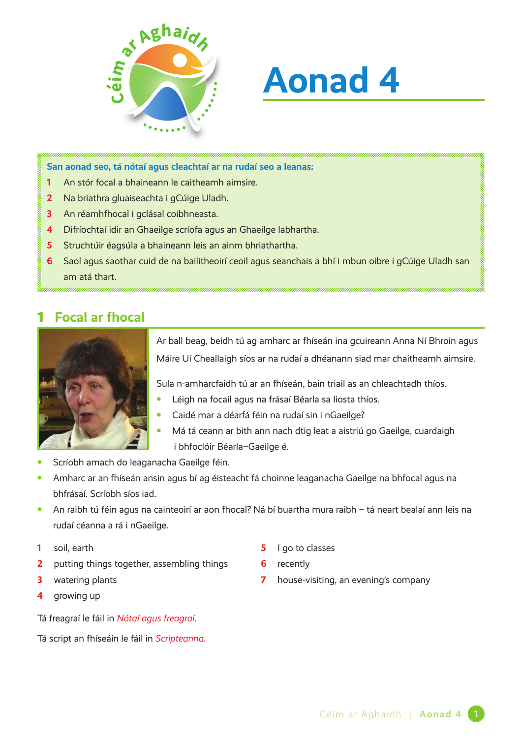# Aonad 4

**San aonad seo, tá nótaí agus cleachtaí ar na rudaí seo a leanas:**

1. An stór focal a bhaineann le caitheamh aimsire.
2. Na briathra gluaiseachta i gCúige Uladh.
3. An réamhfhocal i gclásal coibhneasta.
4. Difríochtaí idir an Ghaeilge scríofa agus an Ghaeilge labhartha.
5. Struchtúir éagsúla a bhaineann leis an ainm bhriathartha.
6. Saol agus saothar cuid de na bailitheoirí ceoil agus seanchais a bhí i mbun oibre i gCúige Uladh san am atá thart.

## 1 Focal ar fhocal

Ar ball beag, beidh tú ag amharc ar fhíseán ina gcuireann Anna Ní Bhroin agus Máire Uí Cheallaigh síos ar na rudaí a dhéanann siad mar chaitheamh aimsire.

Sula n-amharcfaidh tú ar an fhíseán, bain triail as an chleachtadh thíos.

- Léigh na focail agus na frásaí Béarla sa liosta thíos.
- Caidé mar a déarfá féin na rudaí sin i nGaeilge?
- Má tá ceann ar bith ann nach dtig leat a aistriú go Gaeilge, cuardaigh i bhfoclóir Béarla–Gaeilge é.
- Scríobh amach do leaganacha Gaeilge féin.
- Amharc ar an fhíseán ansin agus bí ag éisteacht fá choinne leaganacha Gaeilge na bhfocal agus na bhfrásaí. Scríobh síos iad.
- An raibh tú féin agus na cainteoirí ar aon fhocal? Ná bí buartha mura raibh – tá neart bealaí ann leis na rudaí céanna a rá i nGaeilge.

1. soil, earth
2. putting things together, assembling things
3. watering plants
4. growing up
5. I go to classes
6. recently
7. house-visiting, an evening's company

Tá freagraí le fáil in *Nótaí agus freagraí*.

Tá script an fhíseáin le fáil in *Scripteanna*.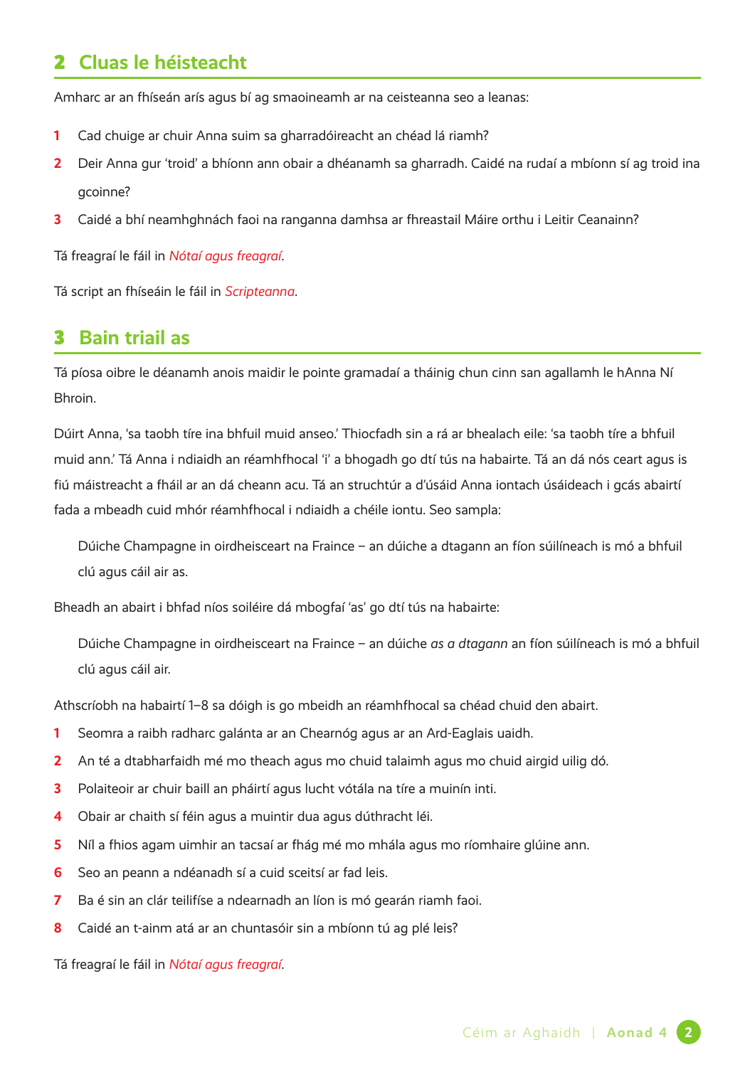## 2 Cluas le héisteacht

Amharc ar an fhíseán arís agus bí ag smaoineamh ar na ceisteanna seo a leanas:

1. Cad chuige ar chuir Anna suim sa gharradóireacht an chéad lá riamh?
2. Deir Anna gur 'troid' a bhíonn ann obair a dhéanamh sa gharradh. Caidé na rudaí a mbíonn sí ag troid ina gcoinne?
3. Caidé a bhí neamhghnách faoi na ranganna damhsa ar fhreastail Máire orthu i Leitir Ceanainn?

Tá freagraí le fáil in *Nótaí agus freagraí*.

Tá script an fhíseáin le fáil in *Scripteanna*.

## 3 Bain triail as

Tá píosa oibre le déanamh anois maidir le pointe gramadaí a tháinig chun cinn san agallamh le hAnna Ní Bhroin.

Dúirt Anna, 'sa taobh tíre ina bhfuil muid anseo.' Thiocfadh sin a rá ar bhealach eile: 'sa taobh tíre a bhfuil muid ann.' Tá Anna i ndiaidh an réamhfhocal 'i' a bhogadh go dtí tús na habairte. Tá an dá nós ceart agus is fiú máistreacht a fháil ar an dá cheann acu. Tá an struchtúr a d'úsáid Anna iontach úsáideach i gcás abairtí fada a mbeadh cuid mhór réamhfhocal i ndiaidh a chéile iontu. Seo sampla:

> Dúiche Champagne in oirdheisceart na Fraince – an dúiche a dtagann an fíon súilíneach is mó a bhfuil clú agus cáil air as.

Bheadh an abairt i bhfad níos soiléire dá mbogfaí 'as' go dtí tús na habairte:

> Dúiche Champagne in oirdheisceart na Fraince – an dúiche *as a dtagann* an fíon súilíneach is mó a bhfuil clú agus cáil air.

Athscríobh na habairtí 1–8 sa dóigh is go mbeidh an réamhfhocal sa chéad chuid den abairt.

1. Seomra a raibh radharc galánta ar an Chearnóg agus ar an Ard-Eaglais uaidh.
2. An té a dtabharfaidh mé mo theach agus mo chuid talaimh agus mo chuid airgid uilig dó.
3. Polaiteoir ar chuir baill an pháirtí agus lucht vótála na tíre a muinín inti.
4. Obair ar chaith sí féin agus a muintir dua agus dúthracht léi.
5. Níl a fhios agam uimhir an tacsaí ar fhág mé mo mhála agus mo ríomhaire glúine ann.
6. Seo an peann a ndéanadh sí a cuid sceitsí ar fad leis.
7. Ba é sin an clár teilifíse a ndearnadh an líon is mó gearán riamh faoi.
8. Caidé an t-ainm atá ar an chuntasóir sin a mbíonn tú ag plé leis?

Tá freagraí le fáil in *Nótaí agus freagraí*.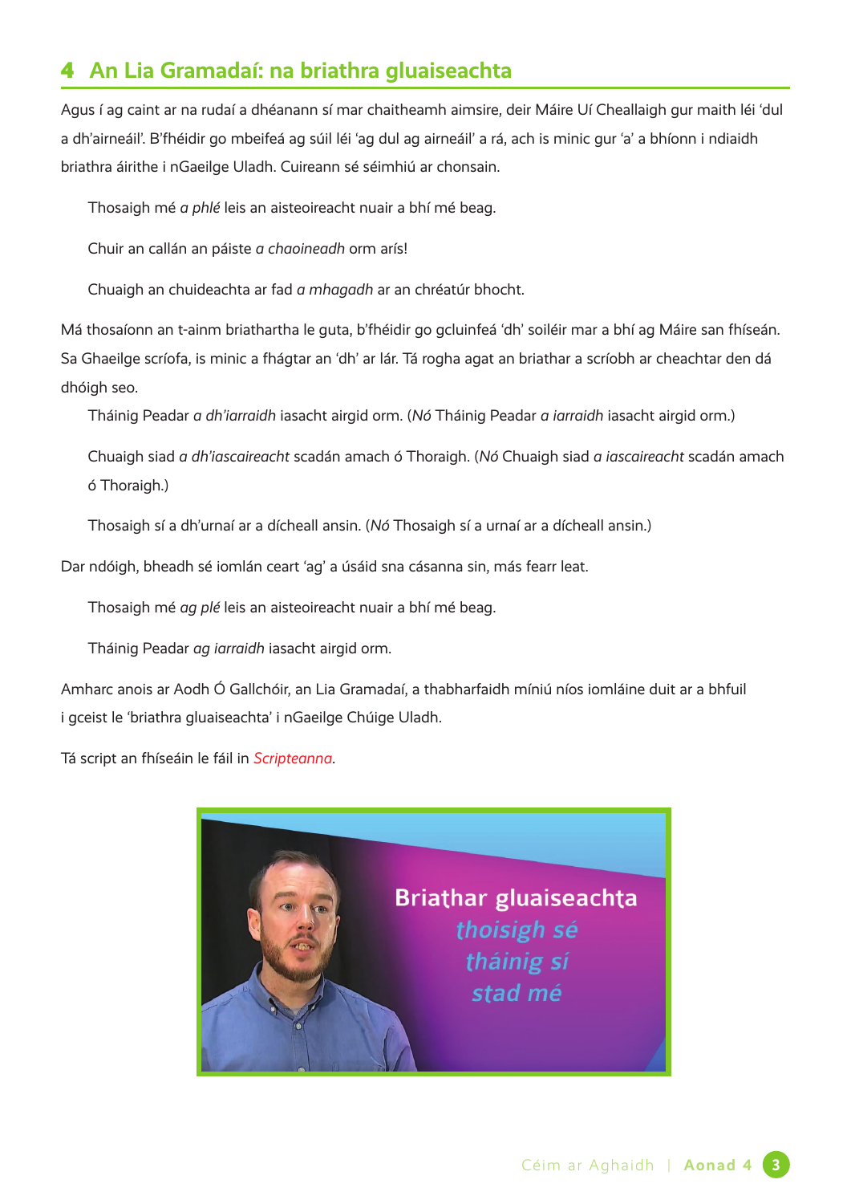## 4 An Lia Gramadaí: na briathra gluaiseachta

Agus í ag caint ar na rudaí a dhéanann sí mar chaitheamh aimsire, deir Máire Uí Cheallaigh gur maith léi 'dul a dh'airneáil'. B'fhéidir go mbeifeá ag súil léi 'ag dul ag airneáil' a rá, ach is minic gur 'a' a bhíonn i ndiaidh briathra áirithe i nGaeilge Uladh. Cuireann sé séimhiú ar chonsain.

Thosaigh mé *a phlé* leis an aisteoireacht nuair a bhí mé beag.

Chuir an callán an páiste *a chaoineadh* orm arís!

Chuaigh an chuideachta ar fad *a mhagadh* ar an chréatúr bhocht.

Má thosaíonn an t-ainm briathartha le guta, b'fhéidir go gcluinfeá 'dh' soiléir mar a bhí ag Máire san fhíseán. Sa Ghaeilge scríofa, is minic a fhágtar an 'dh' ar lár. Tá rogha agat an briathar a scríobh ar cheachtar den dá dhóigh seo.

Tháinig Peadar *a dh'iarraidh* iasacht airgid orm. (*Nó* Tháinig Peadar *a iarraidh* iasacht airgid orm.)

Chuaigh siad *a dh'iascaireacht* scadán amach ó Thoraigh. (*Nó* Chuaigh siad *a iascaireacht* scadán amach ó Thoraigh.)

Thosaigh sí a dh'urnaí ar a dícheall ansin. (*Nó* Thosaigh sí a urnaí ar a dícheall ansin.)

Dar ndóigh, bheadh sé iomlán ceart 'ag' a úsáid sna cásanna sin, más fearr leat.

Thosaigh mé *ag plé* leis an aisteoireacht nuair a bhí mé beag.

Tháinig Peadar *ag iarraidh* iasacht airgid orm.

Amharc anois ar Aodh Ó Gallchóir, an Lia Gramadaí, a thabharfaidh míniú níos iomláine duit ar a bhfuil i gceist le 'briathra gluaiseachta' i nGaeilge Chúige Uladh.

Tá script an fhíseáin le fáil in *Scripteanna*.

Briathar gluaiseachta
*thoisigh sé*
*tháinig sí*
*stad mé*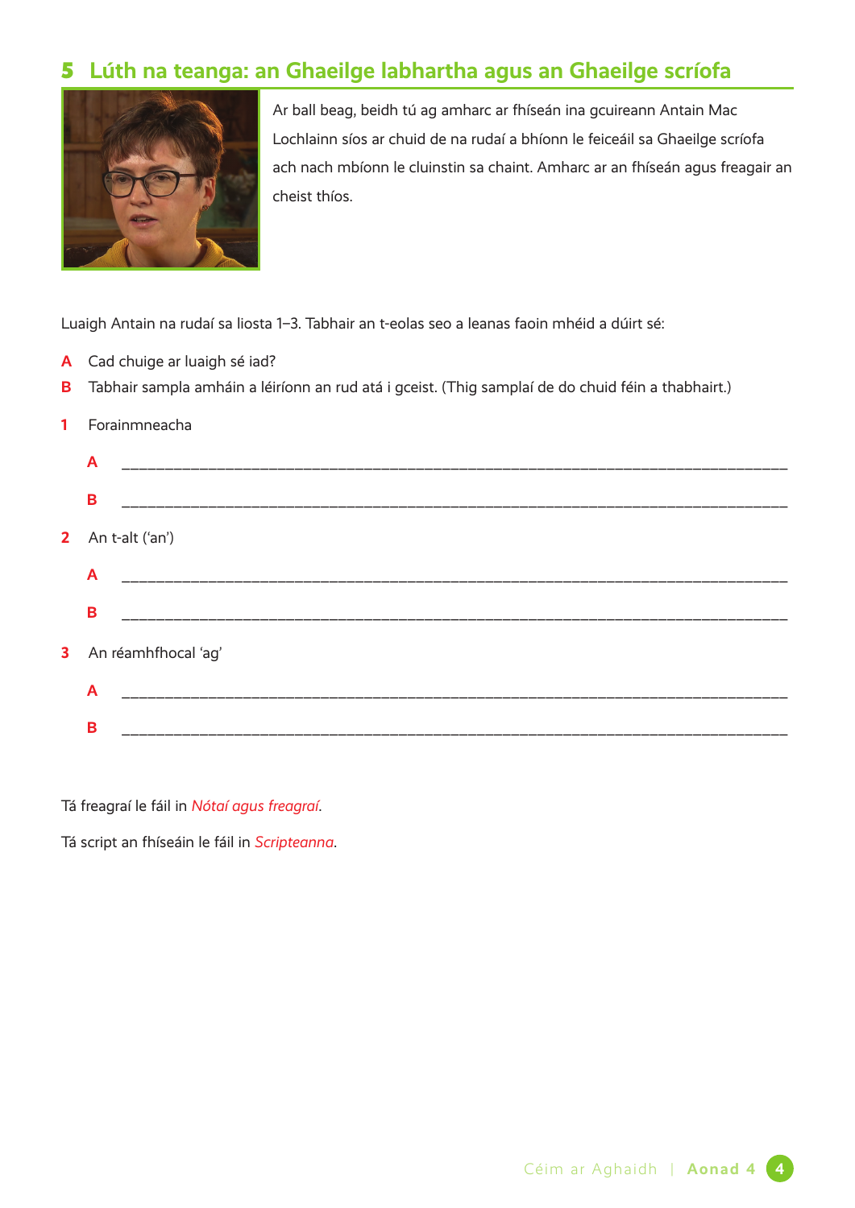## 5 Lúth na teanga: an Ghaeilge labhartha agus an Ghaeilge scríofa

Ar ball beag, beidh tú ag amharc ar fhíseán ina gcuireann Antain Mac Lochlainn síos ar chuid de na rudaí a bhíonn le feiceáil sa Ghaeilge scríofa ach nach mbíonn le cluinstin sa chaint. Amharc ar an fhíseán agus freagair an cheist thíos.

Luaigh Antain na rudaí sa liosta 1–3. Tabhair an t-eolas seo a leanas faoin mhéid a dúirt sé:

**A** Cad chuige ar luaigh sé iad?

**B** Tabhair sampla amháin a léiríonn an rud atá i gceist. (Thig samplaí de do chuid féin a thabhairt.)

**1** Forainmneacha

**A** ______________________________________________________________________

**B** ______________________________________________________________________

**2** An t-alt ('an')

**A** ______________________________________________________________________

**B** ______________________________________________________________________

**3** An réamhfhocal 'ag'

**A** ______________________________________________________________________

**B** ______________________________________________________________________

Tá freagraí le fáil in *Nótaí agus freagraí*.

Tá script an fhíseáin le fáil in *Scripteanna*.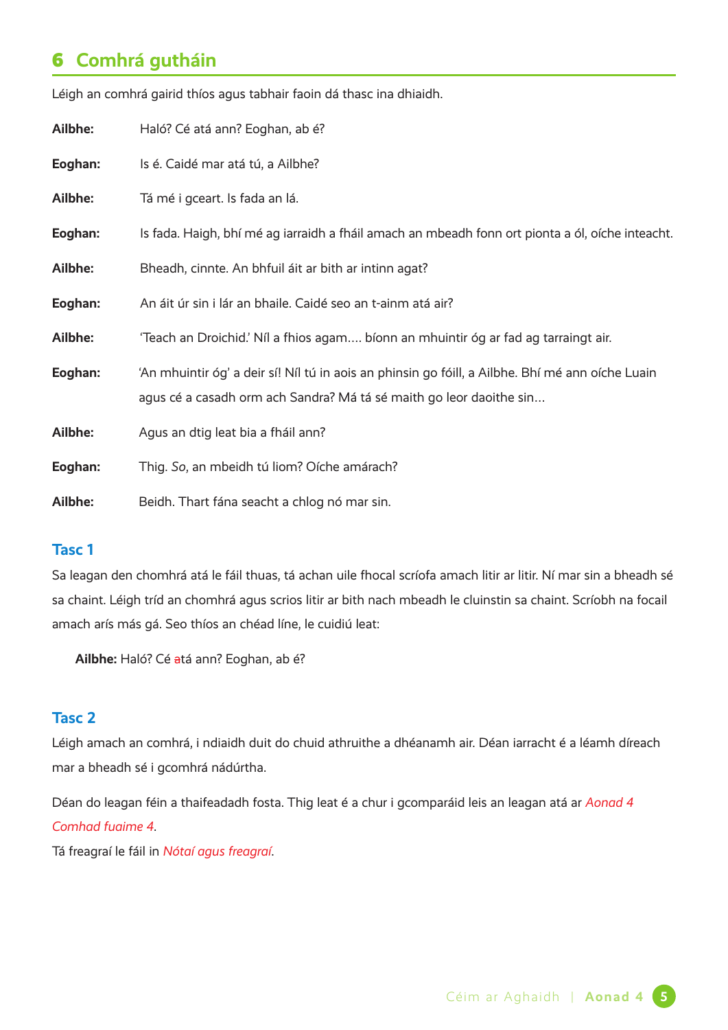## 6 Comhrá gutháin

Léigh an comhrá gairid thíos agus tabhair faoin dá thasc ina dhiaidh.

**Ailbhe:** Haló? Cé atá ann? Eoghan, ab é?

**Eoghan:** Is é. Caidé mar atá tú, a Ailbhe?

**Ailbhe:** Tá mé i gceart. Is fada an lá.

**Eoghan:** Is fada. Haigh, bhí mé ag iarraidh a fháil amach an mbeadh fonn ort pionta a ól, oíche inteacht.

**Ailbhe:** Bheadh, cinnte. An bhfuil áit ar bith ar intinn agat?

**Eoghan:** An áit úr sin i lár an bhaile. Caidé seo an t-ainm atá air?

**Ailbhe:** 'Teach an Droichid.' Níl a fhios agam.... bíonn an mhuintir óg ar fad ag tarraingt air.

**Eoghan:** 'An mhuintir óg' a deir sí! Níl tú in aois an phinsin go fóill, a Ailbhe. Bhí mé ann oíche Luain agus cé a casadh orm ach Sandra? Má tá sé maith go leor daoithe sin…

**Ailbhe:** Agus an dtig leat bia a fháil ann?

**Eoghan:** Thig. *So*, an mbeidh tú liom? Oíche amárach?

**Ailbhe:** Beidh. Thart fána seacht a chlog nó mar sin.

### Tasc 1

Sa leagan den chomhrá atá le fáil thuas, tá achan uile fhocal scríofa amach litir ar litir. Ní mar sin a bheadh sé sa chaint. Léigh tríd an chomhrá agus scrios litir ar bith nach mbeadh le cluinstin sa chaint. Scríobh na focail amach arís más gá. Seo thíos an chéad líne, le cuidiú leat:

> **Ailbhe:** Haló? Cé ~~a~~tá ann? Eoghan, ab é?

### Tasc 2

Léigh amach an comhrá, i ndiaidh duit do chuid athruithe a dhéanamh air. Déan iarracht é a léamh díreach mar a bheadh sé i gcomhrá nádúrtha.

Déan do leagan féin a thaifeadadh fosta. Thig leat é a chur i gcomparáid leis an leagan atá ar *Aonad 4 Comhad fuaime 4*.

Tá freagraí le fáil in *Nótaí agus freagraí*.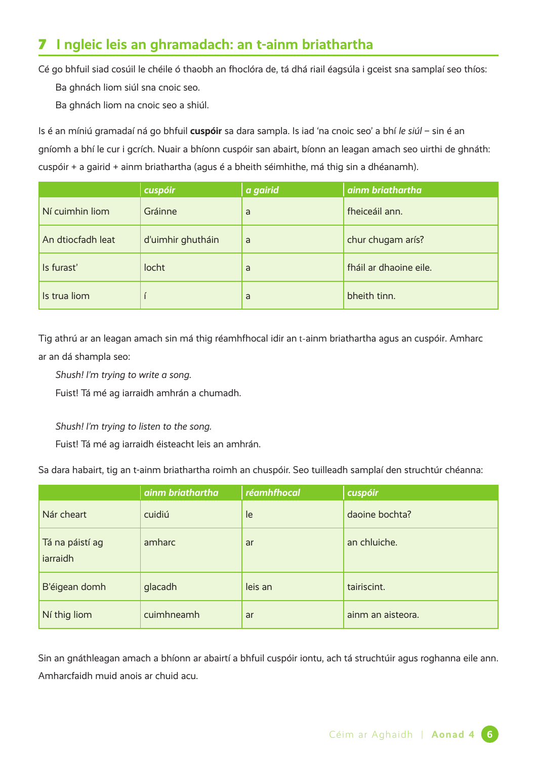## 7 I ngleic leis an ghramadach: an t-ainm briathartha

Cé go bhfuil siad cosúil le chéile ó thaobh an fhoclóra de, tá dhá riail éagsúla i gceist sna samplaí seo thíos:

Ba ghnách liom siúl sna cnoic seo.

Ba ghnách liom na cnoic seo a shiúl.

Is é an míniú gramadaí ná go bhfuil **cuspóir** sa dara sampla. Is iad 'na cnoic seo' a bhí *le siúl* – sin é an gníomh a bhí le cur i gcrích. Nuair a bhíonn cuspóir san abairt, bíonn an leagan amach seo uirthi de ghnáth: cuspóir + a gairid + ainm briathartha (agus é a bheith séimhithe, má thig sin a dhéanamh).

| | *cuspóir* | *a gairid* | *ainm briathartha* |
|---|---|---|---|
| Ní cuimhin liom | Gráinne | a | fheiceáil ann. |
| An dtiocfadh leat | d'uimhir ghutháin | a | chur chugam arís? |
| Is furast' | locht | a | fháil ar dhaoine eile. |
| Is trua liom | í | a | bheith tinn. |

Tig athrú ar an leagan amach sin má thig réamhfhocal idir an t-ainm briathartha agus an cuspóir. Amharc ar an dá shampla seo:

*Shush! I'm trying to write a song.*

Fuist! Tá mé ag iarraidh amhrán a chumadh.

*Shush! I'm trying to listen to the song.*

Fuist! Tá mé ag iarraidh éisteacht leis an amhrán.

Sa dara habairt, tig an t-ainm briathartha roimh an chuspóir. Seo tuilleadh samplaí den struchtúr chéanna:

| | *ainm briathartha* | *réamhfhocal* | *cuspóir* |
|---|---|---|---|
| Nár cheart | cuidiú | le | daoine bochta? |
| Tá na páistí ag iarraidh | amharc | ar | an chluiche. |
| B'éigean domh | glacadh | leis an | tairiscint. |
| Ní thig liom | cuimhneamh | ar | ainm an aisteora. |

Sin an gnáthleagan amach a bhíonn ar abairtí a bhfuil cuspóir iontu, ach tá struchtúir agus roghanna eile ann. Amharcfaidh muid anois ar chuid acu.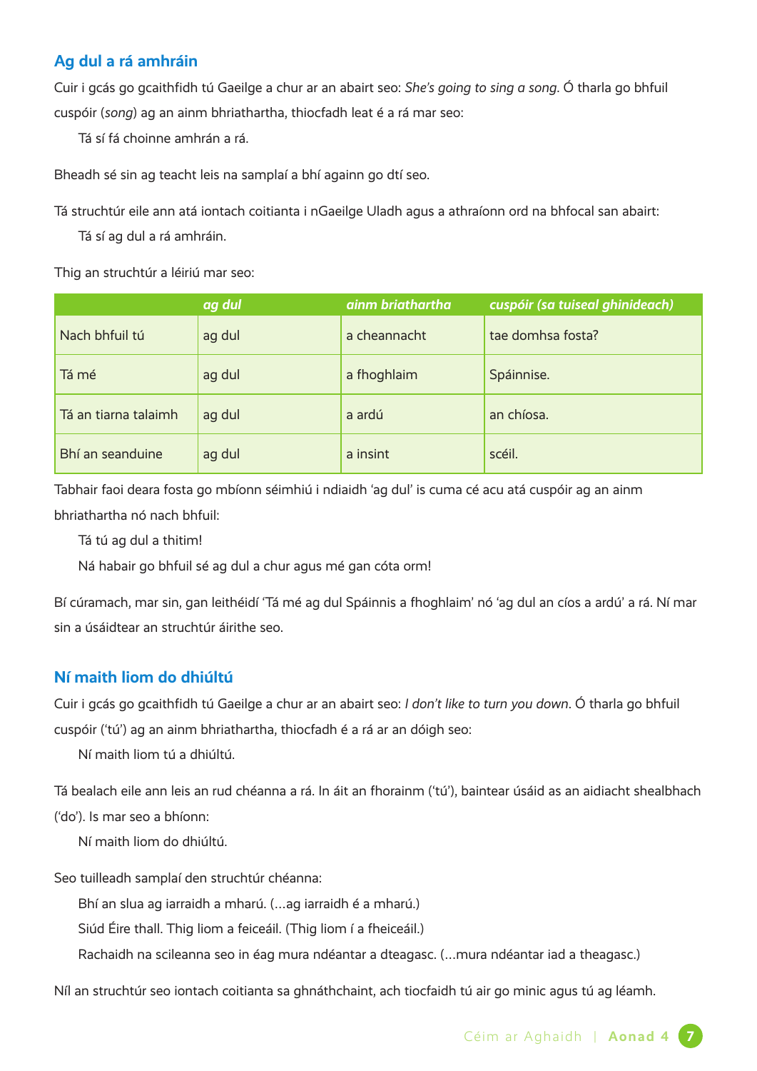## Ag dul a rá amhráin

Cuir i gcás go gcaithfidh tú Gaeilge a chur ar an abairt seo: *She's going to sing a song*. Ó tharla go bhfuil cuspóir (*song*) ag an ainm bhriathartha, thiocfadh leat é a rá mar seo:

Tá sí fá choinne amhrán a rá.

Bheadh sé sin ag teacht leis na samplaí a bhí againn go dtí seo.

Tá struchtúr eile ann atá iontach coitianta i nGaeilge Uladh agus a athraíonn ord na bhfocal san abairt:

Tá sí ag dul a rá amhráin.

Thig an struchtúr a léiriú mar seo:

| | *ag dul* | *ainm briathartha* | *cuspóir (sa tuiseal ghinideach)* |
|---|---|---|---|
| Nach bhfuil tú | ag dul | a cheannacht | tae domhsa fosta? |
| Tá mé | ag dul | a fhoghlaim | Spáinnise. |
| Tá an tiarna talaimh | ag dul | a ardú | an chíosa. |
| Bhí an seanduine | ag dul | a insint | scéil. |

Tabhair faoi deara fosta go mbíonn séimhiú i ndiaidh 'ag dul' is cuma cé acu atá cuspóir ag an ainm bhriathartha nó nach bhfuil:

Tá tú ag dul a thitim!

Ná habair go bhfuil sé ag dul a chur agus mé gan cóta orm!

Bí cúramach, mar sin, gan leithéidí 'Tá mé ag dul Spáinnis a fhoghlaim' nó 'ag dul an cíos a ardú' a rá. Ní mar sin a úsáidtear an struchtúr áirithe seo.

## Ní maith liom do dhiúltú

Cuir i gcás go gcaithfidh tú Gaeilge a chur ar an abairt seo: *I don't like to turn you down*. Ó tharla go bhfuil cuspóir ('tú') ag an ainm bhriathartha, thiocfadh é a rá ar an dóigh seo:

Ní maith liom tú a dhiúltú.

Tá bealach eile ann leis an rud chéanna a rá. In áit an fhorainm ('tú'), baintear úsáid as an aidiacht shealbhach ('do'). Is mar seo a bhíonn:

Ní maith liom do dhiúltú.

Seo tuilleadh samplaí den struchtúr chéanna:

Bhí an slua ag iarraidh a mharú. (...ag iarraidh é a mharú.)

Siúd Éire thall. Thig liom a feiceáil. (Thig liom í a fheiceáil.)

Rachaidh na scileanna seo in éag mura ndéantar a dteagasc. (...mura ndéantar iad a theagasc.)

Níl an struchtúr seo iontach coitianta sa ghnáthchaint, ach tiocfaidh tú air go minic agus tú ag léamh.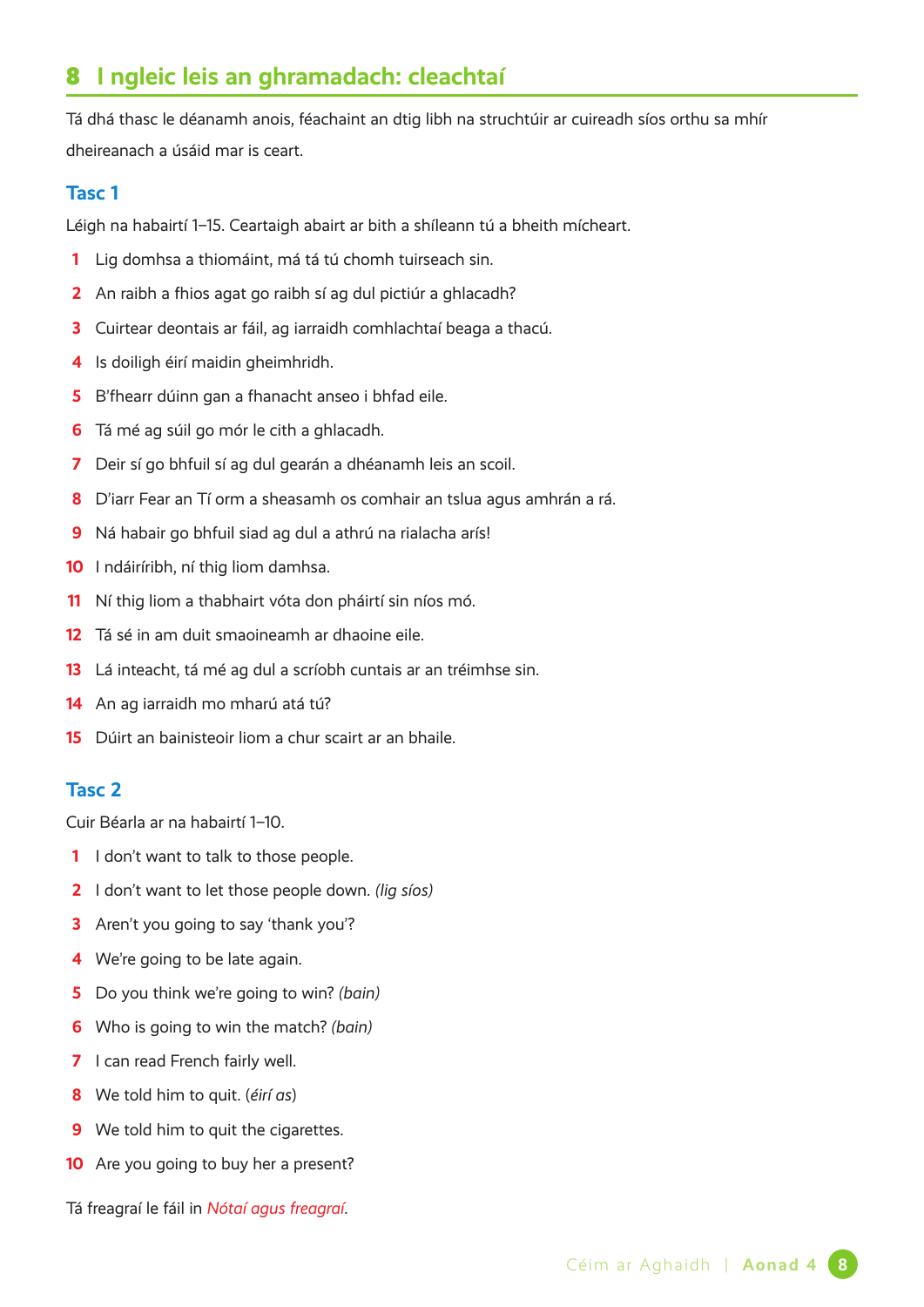## 8 I ngleic leis an ghramadach: cleachtaí

Tá dhá thasc le déanamh anois, féachaint an dtig libh na struchtúir ar cuireadh síos orthu sa mhír dheireanach a úsáid mar is ceart.

### Tasc 1

Léigh na habairtí 1–15. Ceartaigh abairt ar bith a shíleann tú a bheith mícheart.

1. Lig domhsa a thiomáint, má tá tú chomh tuirseach sin.
2. An raibh a fhios agat go raibh sí ag dul pictiúr a ghlacadh?
3. Cuirtear deontais ar fáil, ag iarraidh comhlachtaí beaga a thacú.
4. Is doiligh éirí maidin gheimhridh.
5. B'fhearr dúinn gan a fhanacht anseo i bhfad eile.
6. Tá mé ag súil go mór le cith a ghlacadh.
7. Deir sí go bhfuil sí ag dul gearán a dhéanamh leis an scoil.
8. D'iarr Fear an Tí orm a sheasamh os comhair an tslua agus amhrán a rá.
9. Ná habair go bhfuil siad ag dul a athrú na rialacha arís!
10. I ndáiríribh, ní thig liom damhsa.
11. Ní thig liom a thabhairt vóta don pháirtí sin níos mó.
12. Tá sé in am duit smaoineamh ar dhaoine eile.
13. Lá inteacht, tá mé ag dul a scríobh cuntais ar an tréimhse sin.
14. An ag iarraidh mo mharú atá tú?
15. Dúirt an bainisteoir liom a chur scairt ar an bhaile.

### Tasc 2

Cuir Béarla ar na habairtí 1–10.

1. I don't want to talk to those people.
2. I don't want to let those people down. *(lig síos)*
3. Aren't you going to say 'thank you'?
4. We're going to be late again.
5. Do you think we're going to win? *(bain)*
6. Who is going to win the match? *(bain)*
7. I can read French fairly well.
8. We told him to quit. (*éirí as*)
9. We told him to quit the cigarettes.
10. Are you going to buy her a present?

Tá freagraí le fáil in *Nótaí agus freagraí*.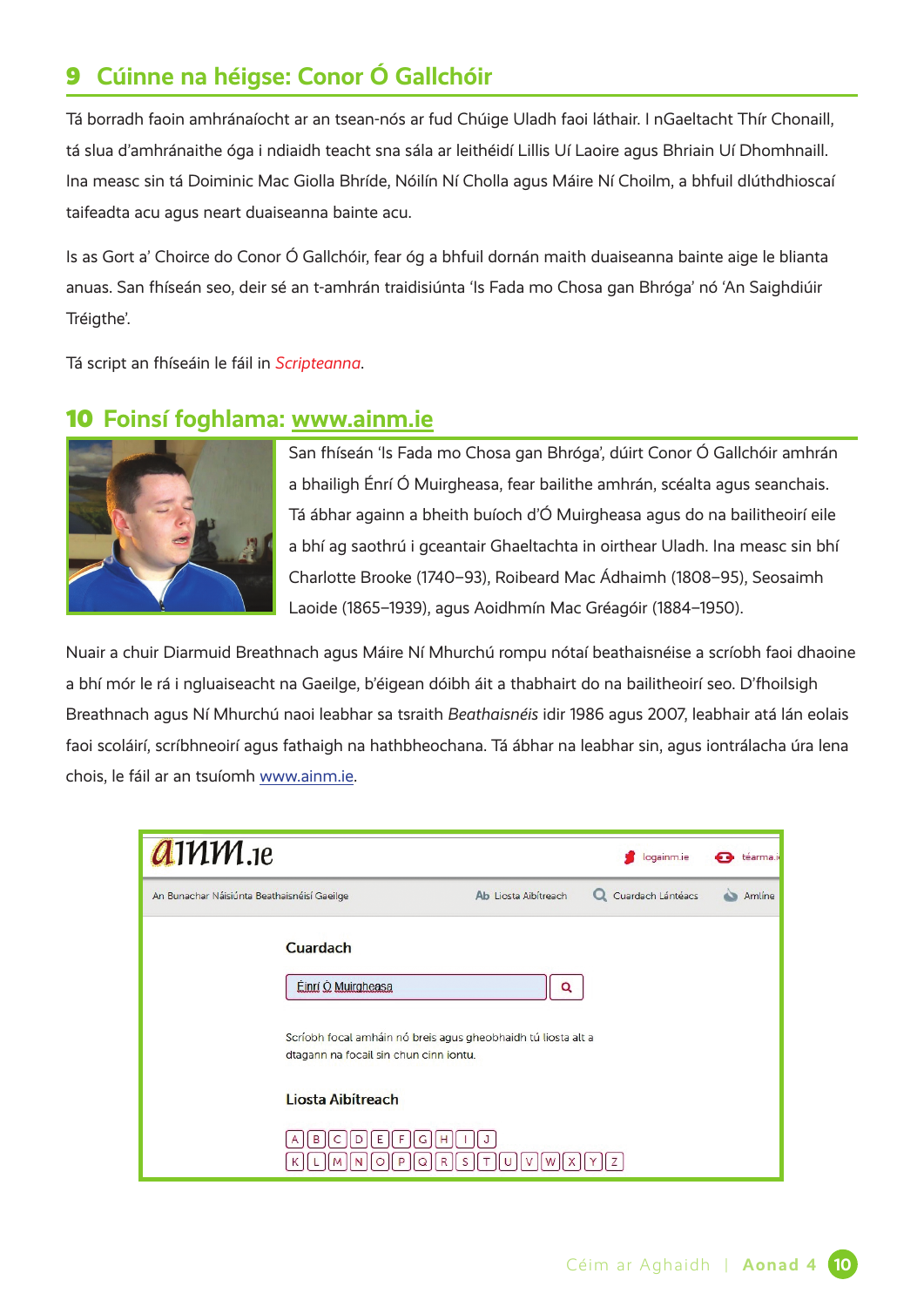## 9 Cúinne na héigse: Conor Ó Gallchóir

Tá borradh faoin amhránaíocht ar an tsean-nós ar fud Chúige Uladh faoi láthair. I nGaeltacht Thír Chonaill, tá slua d'amhránaithe óga i ndiaidh teacht sna sála ar leithéidí Lillis Uí Laoire agus Bhriain Uí Dhomhnaill. Ina measc sin tá Doiminic Mac Giolla Bhríde, Nóilín Ní Cholla agus Máire Ní Choilm, a bhfuil dlúthdhioscaí taifeadta acu agus neart duaiseanna bainte acu.

Is as Gort a' Choirce do Conor Ó Gallchóir, fear óg a bhfuil dornán maith duaiseanna bainte aige le blianta anuas. San fhíseán seo, deir sé an t-amhrán traidisiúnta 'Is Fada mo Chosa gan Bhróga' nó 'An Saighdiúir Tréigthe'.

Tá script an fhíseáin le fáil in *Scripteanna*.

## 10 Foinsí foghlama: www.ainm.ie

San fhíseán 'Is Fada mo Chosa gan Bhróga', dúirt Conor Ó Gallchóir amhrán a bhailigh Énrí Ó Muirgheasa, fear bailithe amhrán, scéalta agus seanchais. Tá ábhar againn a bheith buíoch d'Ó Muirgheasa agus do na bailitheoirí eile a bhí ag saothrú i gceantair Ghaeltachta in oirthear Uladh. Ina measc sin bhí Charlotte Brooke (1740–93), Roibeard Mac Ádhaimh (1808–95), Seosaimh Laoide (1865–1939), agus Aoidhmín Mac Gréagóir (1884–1950).

Nuair a chuir Diarmuid Breathnach agus Máire Ní Mhurchú rompu nótaí beathaisnéise a scríobh faoi dhaoine a bhí mór le rá i ngluaiseacht na Gaeilge, b'éigean dóibh áit a thabhairt do na bailitheoirí seo. D'fhoilsigh Breathnach agus Ní Mhurchú naoi leabhar sa tsraith *Beathaisnéis* idir 1986 agus 2007, leabhair atá lán eolais faoi scoláirí, scríbhneoirí agus fathaigh na hathbheochana. Tá ábhar na leabhar sin, agus iontrálacha úra lena chois, le fáil ar an tsuíomh www.ainm.ie.

ainm.ie

logainm.ie | téarma.ie

An Bunachar Náisiúnta Beathaisnéisí Gaeilge | Liosta Aibítreach | Cuardach Lántéacs | Amlíne

**Cuardach**

Énrí Ó Muirgheasa

Scríobh focal amháin nó breis agus gheobhaidh tú liosta alt a dtagann na focail sin chun cinn iontu.

**Liosta Aibítreach**

A B C D E F G H I J
K L M N O P Q R S T U V W X Y Z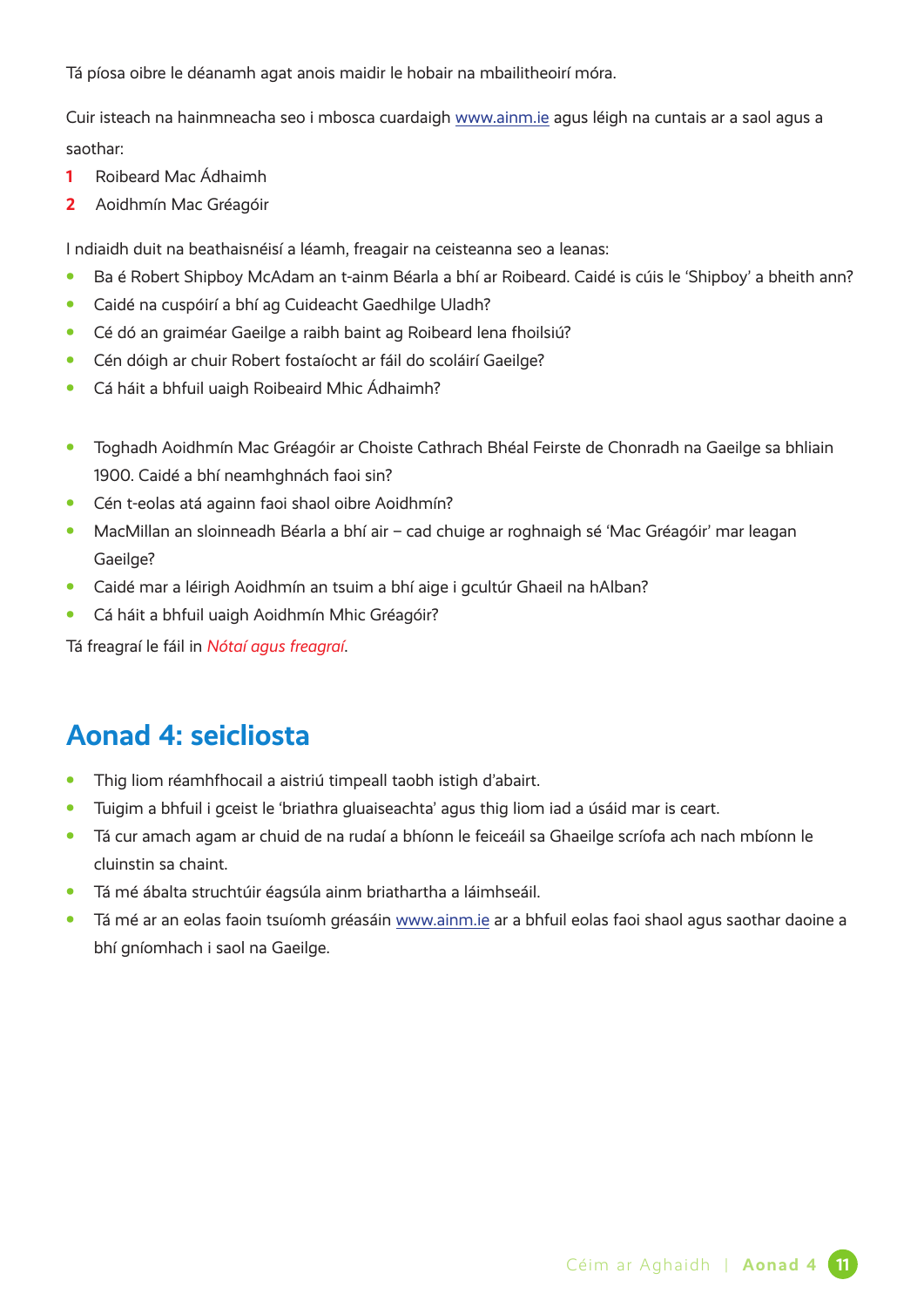Tá píosa oibre le déanamh agat anois maidir le hobair na mbailitheoirí móra.

Cuir isteach na hainmneacha seo i mbosca cuardaigh www.ainm.ie agus léigh na cuntais ar a saol agus a saothar:

1. Roibeard Mac Ádhaimh
2. Aoidhmín Mac Gréagóir

I ndiaidh duit na beathaisnéisí a léamh, freagair na ceisteanna seo a leanas:

- Ba é Robert Shipboy McAdam an t-ainm Béarla a bhí ar Roibeard. Caidé is cúis le 'Shipboy' a bheith ann?
- Caidé na cuspóirí a bhí ag Cuideacht Gaedhilge Uladh?
- Cé dó an graiméar Gaeilge a raibh baint ag Roibeard lena fhoilsiú?
- Cén dóigh ar chuir Robert fostaíocht ar fáil do scoláirí Gaeilge?
- Cá háit a bhfuil uaigh Roibeaird Mhic Ádhaimh?

- Toghadh Aoidhmín Mac Gréagóir ar Choiste Cathrach Bhéal Feirste de Chonradh na Gaeilge sa bhliain 1900. Caidé a bhí neamhghnách faoi sin?
- Cén t-eolas atá againn faoi shaol oibre Aoidhmín?
- MacMillan an sloinneadh Béarla a bhí air – cad chuige ar roghnaigh sé 'Mac Gréagóir' mar leagan Gaeilge?
- Caidé mar a léirigh Aoidhmín an tsuim a bhí aige i gcultúr Ghaeil na hAlban?
- Cá háit a bhfuil uaigh Aoidhmín Mhic Gréagóir?

Tá freagraí le fáil in *Nótaí agus freagraí*.

## Aonad 4: seicliosta

- Thig liom réamhfhocail a aistriú timpeall taobh istigh d'abairt.
- Tuigim a bhfuil i gceist le 'briathra gluaiseachta' agus thig liom iad a úsáid mar is ceart.
- Tá cur amach agam ar chuid de na rudaí a bhíonn le feiceáil sa Ghaeilge scríofa ach nach mbíonn le cluinstin sa chaint.
- Tá mé ábalta struchtúir éagsúla ainm briathartha a láimhseáil.
- Tá mé ar an eolas faoin tsuíomh gréasáin www.ainm.ie ar a bhfuil eolas faoi shaol agus saothar daoine a bhí gníomhach i saol na Gaeilge.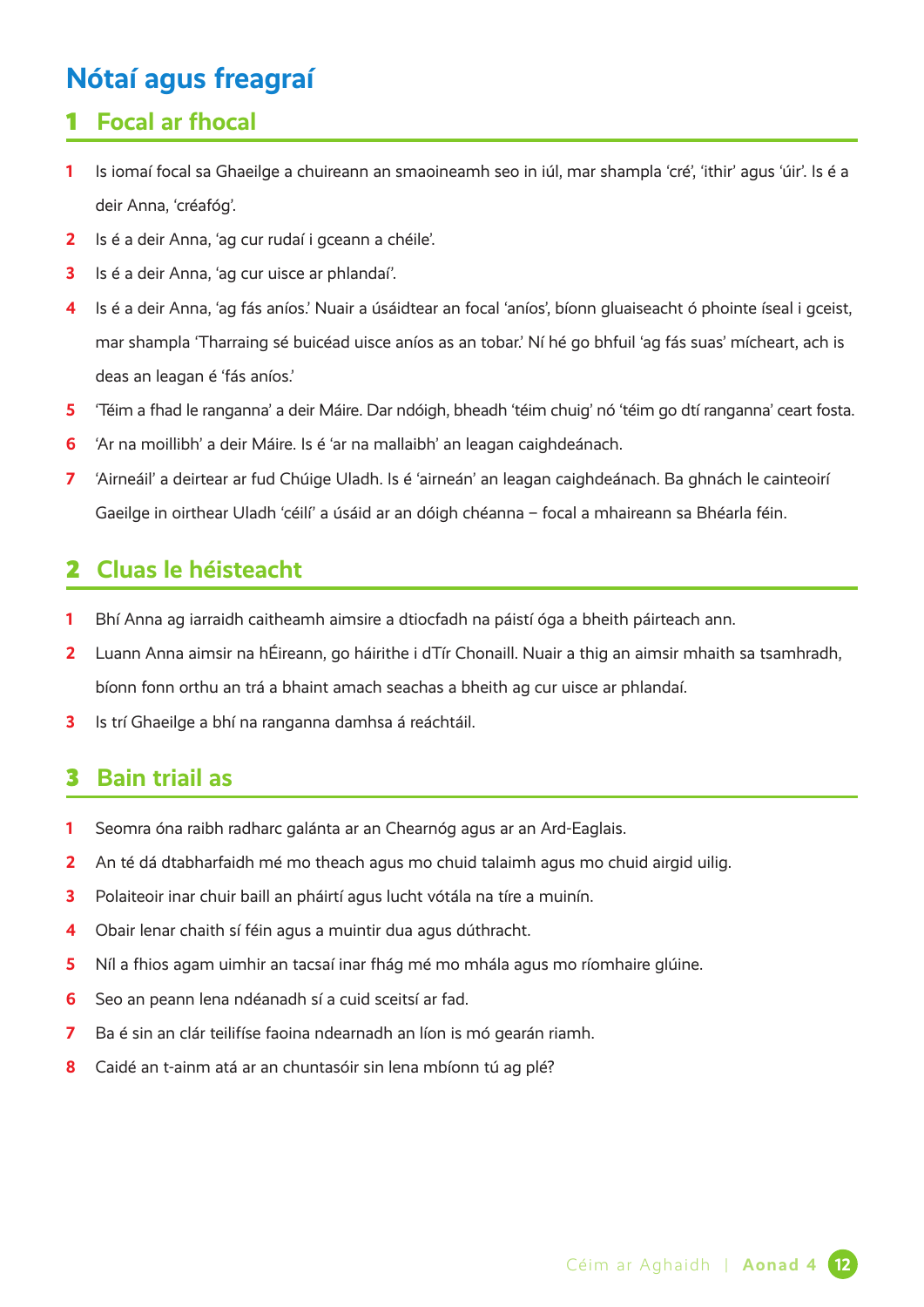# Nótaí agus freagraí

## 1 Focal ar fhocal

1. Is iomaí focal sa Ghaeilge a chuireann an smaoineamh seo in iúl, mar shampla 'cré', 'ithir' agus 'úir'. Is é a deir Anna, 'créafóg'.
2. Is é a deir Anna, 'ag cur rudaí i gceann a chéile'.
3. Is é a deir Anna, 'ag cur uisce ar phlandaí'.
4. Is é a deir Anna, 'ag fás aníos.' Nuair a úsáidtear an focal 'aníos', bíonn gluaiseacht ó phointe íseal i gceist, mar shampla 'Tharraing sé buicéad uisce aníos as an tobar.' Ní hé go bhfuil 'ag fás suas' mícheart, ach is deas an leagan é 'fás aníos.'
5. 'Téim a fhad le ranganna' a deir Máire. Dar ndóigh, bheadh 'téim chuig' nó 'téim go dtí ranganna' ceart fosta.
6. 'Ar na moillibh' a deir Máire. Is é 'ar na mallaibh' an leagan caighdeánach.
7. 'Airneáil' a deirtear ar fud Chúige Uladh. Is é 'airneán' an leagan caighdeánach. Ba ghnách le cainteoirí Gaeilge in oirthear Uladh 'céilí' a úsáid ar an dóigh chéanna – focal a mhaireann sa Bhéarla féin.

## 2 Cluas le héisteacht

1. Bhí Anna ag iarraidh caitheamh aimsire a dtiocfadh na páistí óga a bheith páirteach ann.
2. Luann Anna aimsir na hÉireann, go háirithe i dTír Chonaill. Nuair a thig an aimsir mhaith sa tsamhradh, bíonn fonn orthu an trá a bhaint amach seachas a bheith ag cur uisce ar phlandaí.
3. Is trí Ghaeilge a bhí na ranganna damhsa á reáchtáil.

## 3 Bain triail as

1. Seomra óna raibh radharc galánta ar an Chearnóg agus ar an Ard-Eaglais.
2. An té dá dtabharfaidh mé mo theach agus mo chuid talaimh agus mo chuid airgid uilig.
3. Polaiteoir inar chuir baill an pháirtí agus lucht vótála na tíre a muinín.
4. Obair lenar chaith sí féin agus a muintir dua agus dúthracht.
5. Níl a fhios agam uimhir an tacsaí inar fhág mé mo mhála agus mo ríomhaire glúine.
6. Seo an peann lena ndéanadh sí a cuid sceitsí ar fad.
7. Ba é sin an clár teilifíse faoina ndearnadh an líon is mó gearán riamh.
8. Caidé an t-ainm atá ar an chuntasóir sin lena mbíonn tú ag plé?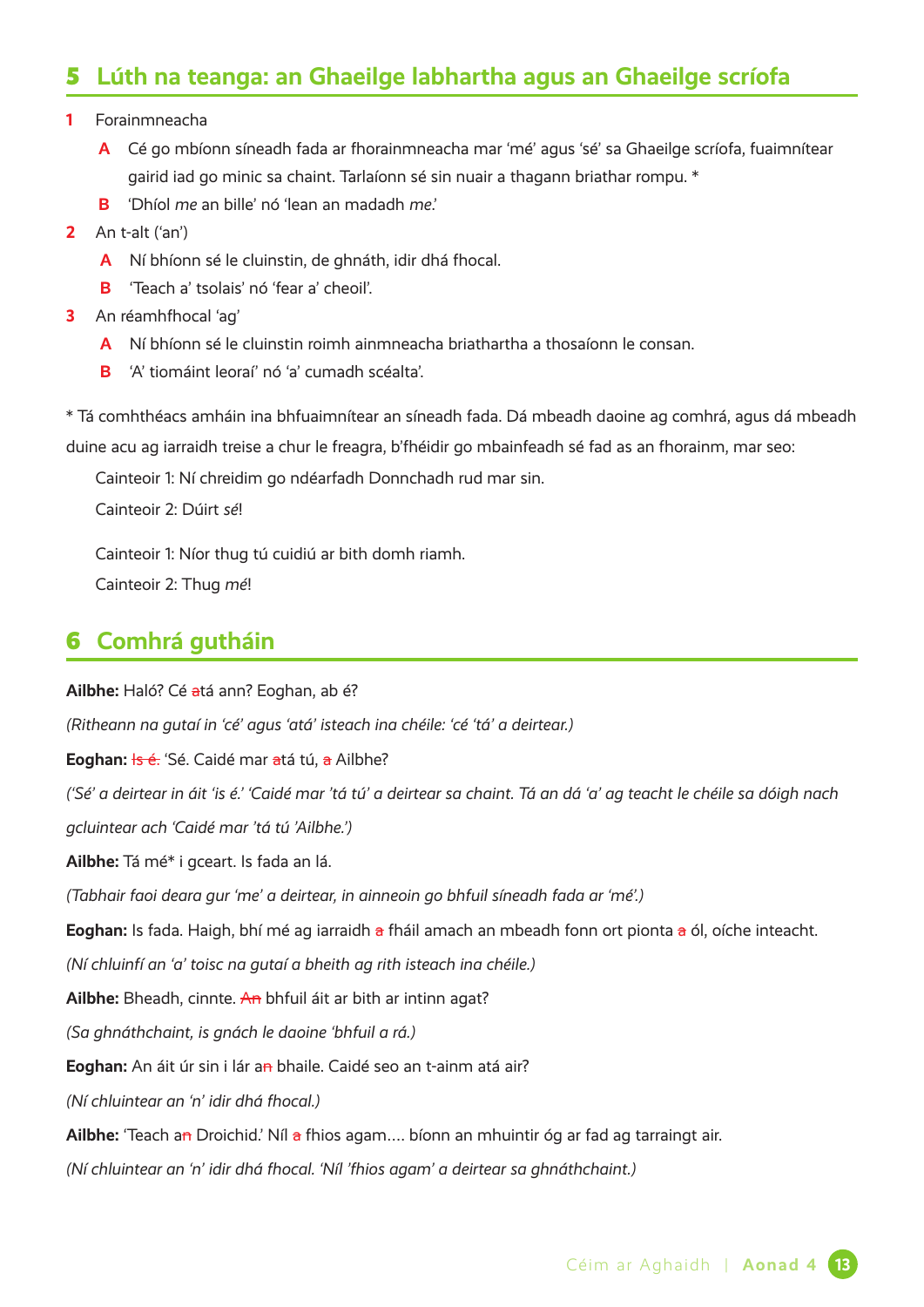## 5 Lúth na teanga: an Ghaeilge labhartha agus an Ghaeilge scríofa

**1** Forainmneacha

- **A** Cé go mbíonn síneadh fada ar fhorainmneacha mar 'mé' agus 'sé' sa Ghaeilge scríofa, fuaimnítear gairid iad go minic sa chaint. Tarlaíonn sé sin nuair a thagann briathar rompu. *
- **B** 'Dhíol *me* an bille' nó 'lean an madadh *me*.'

**2** An t-alt ('an')

- **A** Ní bhíonn sé le cluinstin, de ghnáth, idir dhá fhocal.
- **B** 'Teach a' tsolais' nó 'fear a' cheoil'.

**3** An réamhfhocal 'ag'

- **A** Ní bhíonn sé le cluinstin roimh ainmneacha briathartha a thosaíonn le consan.
- **B** 'A' tiomáint leoraí' nó 'a' cumadh scéalta'.

* Tá comhthéacs amháin ina bhfuaimnítear an síneadh fada. Dá mbeadh daoine ag comhrá, agus dá mbeadh duine acu ag iarraidh treise a chur le freagra, b'fhéidir go mbainfeadh sé fad as an fhorainm, mar seo:

Cainteoir 1: Ní chreidim go ndéarfadh Donnchadh rud mar sin.

Cainteoir 2: Dúirt *sé*!

Cainteoir 1: Níor thug tú cuidiú ar bith domh riamh.

Cainteoir 2: Thug *mé*!

## 6 Comhrá gutháin

**Ailbhe:** Haló? Cé ~~a~~tá ann? Eoghan, ab é?

*(Ritheann na gutaí in 'cé' agus 'atá' isteach ina chéile: 'cé 'tá' a deirtear.)*

**Eoghan:** ~~Is é.~~ 'Sé. Caidé mar ~~a~~tá tú, ~~a~~ Ailbhe?

*('Sé' a deirtear in áit 'is é.' 'Caidé mar 'tá tú' a deirtear sa chaint. Tá an dá 'a' ag teacht le chéile sa dóigh nach gcluintear ach 'Caidé mar 'tá tú 'Ailbhe.')*

**Ailbhe:** Tá mé* i gceart. Is fada an lá.

*(Tabhair faoi deara gur 'me' a deirtear, in ainneoin go bhfuil síneadh fada ar 'mé'.)*

**Eoghan:** Is fada. Haigh, bhí mé ag iarraidh ~~a~~ fháil amach an mbeadh fonn ort pionta ~~a~~ ól, oíche inteacht.

*(Ní chluinfí an 'a' toisc na gutaí a bheith ag rith isteach ina chéile.)*

**Ailbhe:** Bheadh, cinnte. ~~An~~ bhfuil áit ar bith ar intinn agat?

*(Sa ghnáthchaint, is gnách le daoine 'bhfuil a rá.)*

**Eoghan:** An áit úr sin i lár a~~n~~ bhaile. Caidé seo an t-ainm atá air?

*(Ní chluintear an 'n' idir dhá fhocal.)*

**Ailbhe:** 'Teach a~~n~~ Droichid.' Níl ~~a~~ fhios agam.... bíonn an mhuintir óg ar fad ag tarraingt air.

*(Ní chluintear an 'n' idir dhá fhocal. 'Níl 'fhios agam' a deirtear sa ghnáthchaint.)*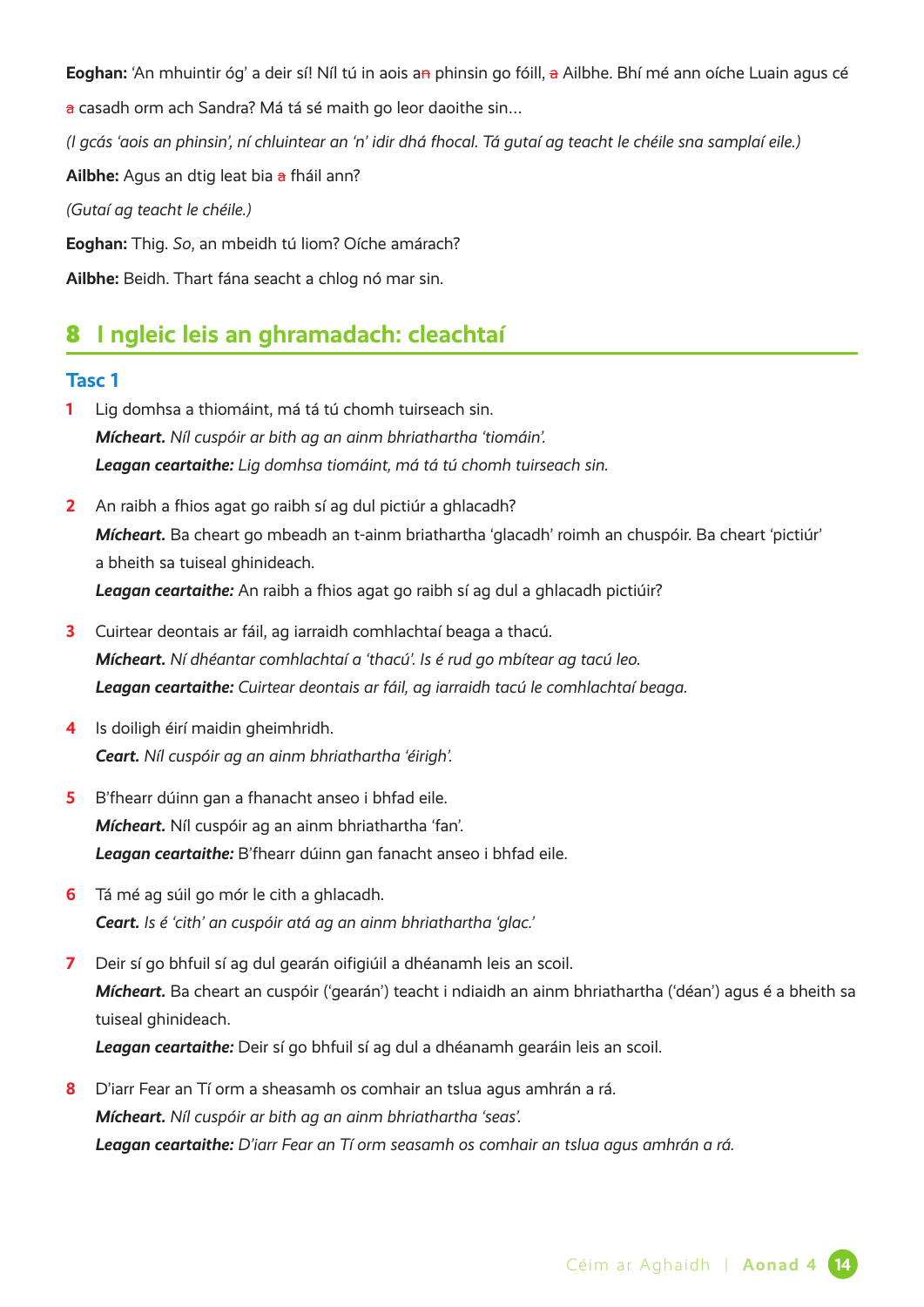**Eoghan:** 'An mhuintir óg' a deir sí! Níl tú in aois an phinsin go fóill, a Ailbhe. Bhí mé ann oíche Luain agus cé a casadh orm ach Sandra? Má tá sé maith go leor daoithe sin…

*(I gcás 'aois an phinsin', ní chluintear an 'n' idir dhá fhocal. Tá gutaí ag teacht le chéile sna samplaí eile.)*

**Ailbhe:** Agus an dtig leat bia a fháil ann?

*(Gutaí ag teacht le chéile.)*

**Eoghan:** Thig. *So*, an mbeidh tú liom? Oíche amárach?

**Ailbhe:** Beidh. Thart fána seacht a chlog nó mar sin.

## 8 I ngleic leis an ghramadach: cleachtaí

### Tasc 1

1. Lig domhsa a thiomáint, má tá tú chomh tuirseach sin.
   ***Mícheart.*** *Níl cuspóir ar bith ag an ainm bhriathartha 'tiomáin'.*
   ***Leagan ceartaithe:*** *Lig domhsa tiomáint, má tá tú chomh tuirseach sin.*

2. An raibh a fhios agat go raibh sí ag dul pictiúr a ghlacadh?
   ***Mícheart.*** Ba cheart go mbeadh an t-ainm briathartha 'glacadh' roimh an chuspóir. Ba cheart 'pictiúr' a bheith sa tuiseal ghinideach.
   ***Leagan ceartaithe:*** An raibh a fhios agat go raibh sí ag dul a ghlacadh pictiúir?

3. Cuirtear deontais ar fáil, ag iarraidh comhlachtaí beaga a thacú.
   ***Mícheart.*** *Ní dhéantar comhlachtaí a 'thacú'. Is é rud go mbítear ag tacú leo.*
   ***Leagan ceartaithe:*** *Cuirtear deontais ar fáil, ag iarraidh tacú le comhlachtaí beaga.*

4. Is doiligh éirí maidin gheimhridh.
   ***Ceart.*** *Níl cuspóir ag an ainm bhriathartha 'éirigh'.*

5. B'fhearr dúinn gan a fhanacht anseo i bhfad eile.
   ***Mícheart.*** Níl cuspóir ag an ainm bhriathartha 'fan'.
   ***Leagan ceartaithe:*** B'fhearr dúinn gan fanacht anseo i bhfad eile.

6. Tá mé ag súil go mór le cith a ghlacadh.
   ***Ceart.*** *Is é 'cith' an cuspóir atá ag an ainm bhriathartha 'glac.'*

7. Deir sí go bhfuil sí ag dul gearán oifigiúil a dhéanamh leis an scoil.
   ***Mícheart.*** Ba cheart an cuspóir ('gearán') teacht i ndiaidh an ainm bhriathartha ('déan') agus é a bheith sa tuiseal ghinideach.
   ***Leagan ceartaithe:*** Deir sí go bhfuil sí ag dul a dhéanamh gearáin leis an scoil.

8. D'iarr Fear an Tí orm a sheasamh os comhair an tslua agus amhrán a rá.
   ***Mícheart.*** *Níl cuspóir ar bith ag an ainm bhriathartha 'seas'.*
   ***Leagan ceartaithe:*** *D'iarr Fear an Tí orm seasamh os comhair an tslua agus amhrán a rá.*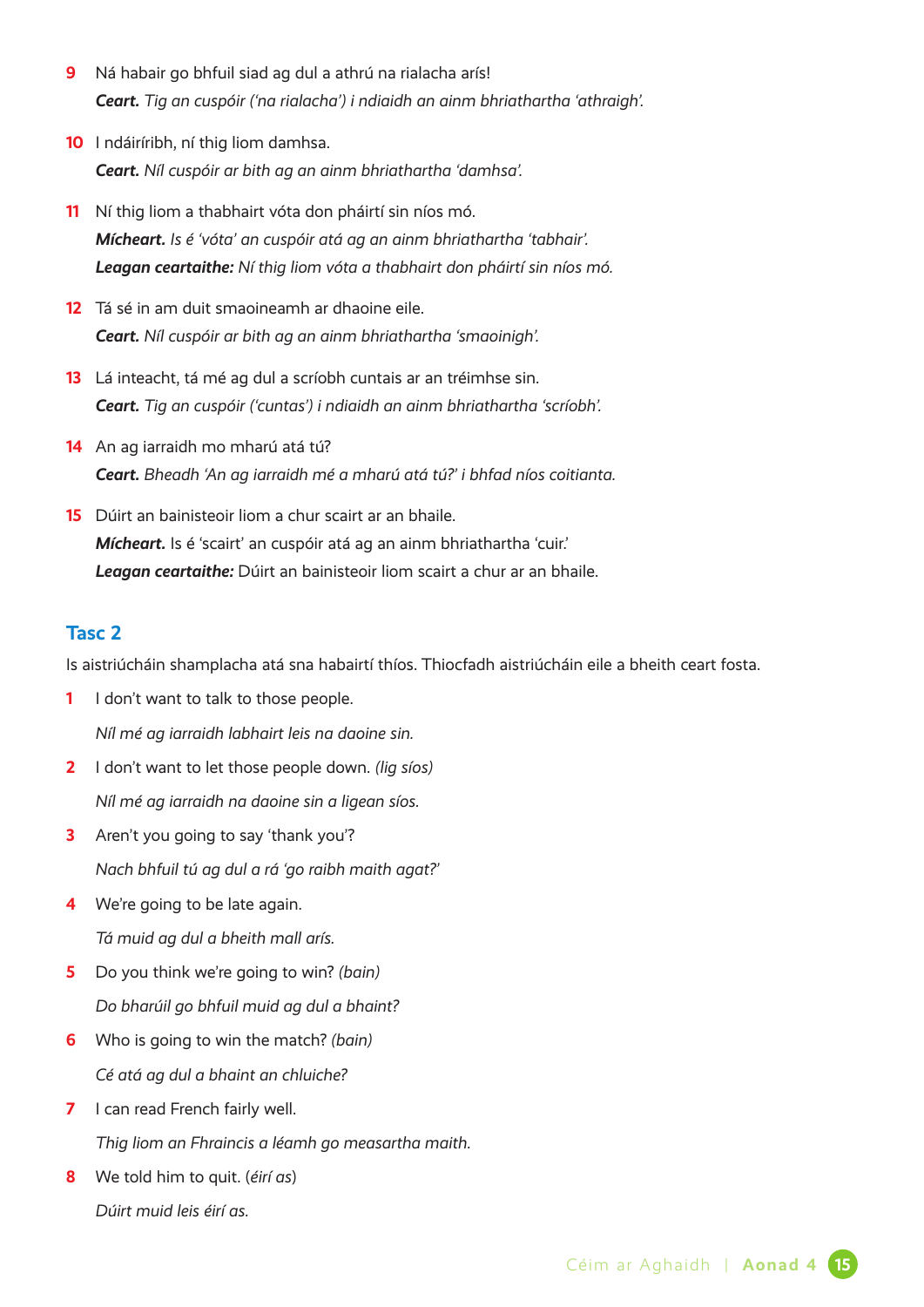9. Ná habair go bhfuil siad ag dul a athrú na rialacha arís!
   ***Ceart.*** *Tig an cuspóir ('na rialacha') i ndiaidh an ainm bhriathartha 'athraigh'.*

10. I ndáiríribh, ní thig liom damhsa.
    ***Ceart.*** *Níl cuspóir ar bith ag an ainm bhriathartha 'damhsa'.*

11. Ní thig liom a thabhairt vóta don pháirtí sin níos mó.
    ***Mícheart.*** *Is é 'vóta' an cuspóir atá ag an ainm bhriathartha 'tabhair'.*
    ***Leagan ceartaithe:*** *Ní thig liom vóta a thabhairt don pháirtí sin níos mó.*

12. Tá sé in am duit smaoineamh ar dhaoine eile.
    ***Ceart.*** *Níl cuspóir ar bith ag an ainm bhriathartha 'smaoinigh'.*

13. Lá inteacht, tá mé ag dul a scríobh cuntais ar an tréimhse sin.
    ***Ceart.*** *Tig an cuspóir ('cuntas') i ndiaidh an ainm bhriathartha 'scríobh'.*

14. An ag iarraidh mo mharú atá tú?
    ***Ceart.*** *Bheadh 'An ag iarraidh mé a mharú atá tú?' i bhfad níos coitianta.*

15. Dúirt an bainisteoir liom a chur scairt ar an bhaile.
    ***Mícheart.*** Is é 'scairt' an cuspóir atá ag an ainm bhriathartha 'cuir.'
    ***Leagan ceartaithe:*** Dúirt an bainisteoir liom scairt a chur ar an bhaile.

## Tasc 2

Is aistriúcháin shamplacha atá sna habairtí thíos. Thiocfadh aistriúcháin eile a bheith ceart fosta.

1. I don't want to talk to those people.
   *Níl mé ag iarraidh labhairt leis na daoine sin.*

2. I don't want to let those people down. *(lig síos)*
   *Níl mé ag iarraidh na daoine sin a ligean síos.*

3. Aren't you going to say 'thank you'?
   *Nach bhfuil tú ag dul a rá 'go raibh maith agat?'*

4. We're going to be late again.
   *Tá muid ag dul a bheith mall arís.*

5. Do you think we're going to win? *(bain)*
   *Do bharúil go bhfuil muid ag dul a bhaint?*

6. Who is going to win the match? *(bain)*
   *Cé atá ag dul a bhaint an chluiche?*

7. I can read French fairly well.
   *Thig liom an Fhraincis a léamh go measartha maith.*

8. We told him to quit. (*éirí as*)
   *Dúirt muid leis éirí as.*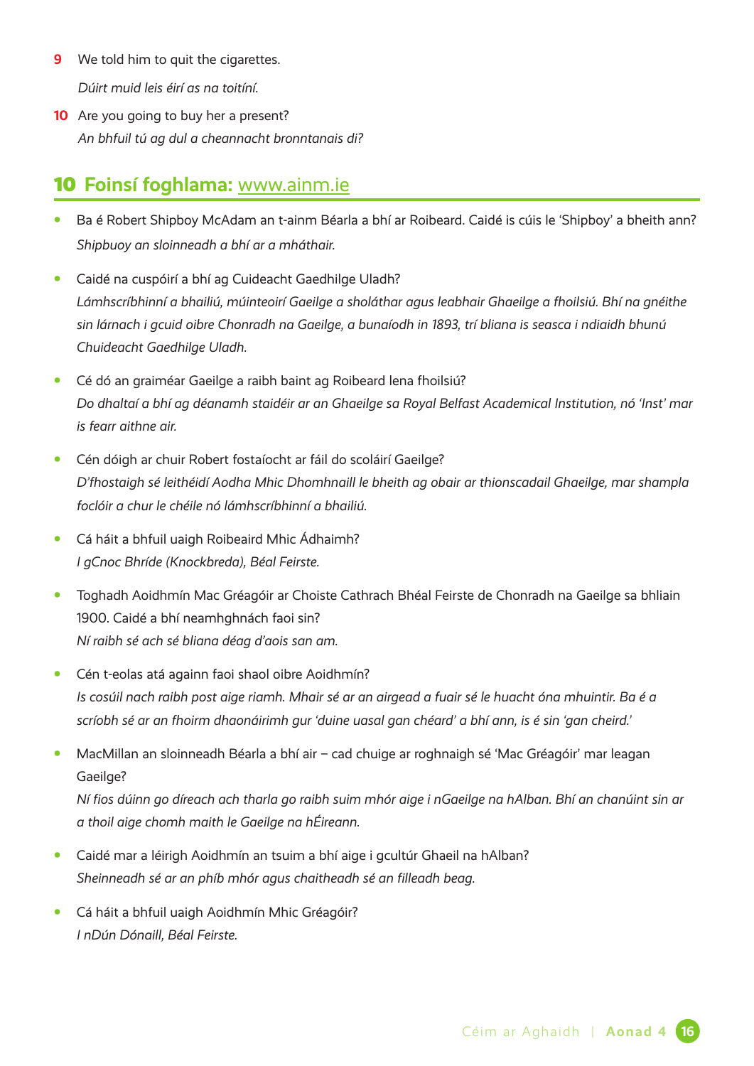**9** We told him to quit the cigarettes.
*Dúirt muid leis éirí as na toitíní.*

**10** Are you going to buy her a present?
*An bhfuil tú ag dul a cheannacht bronntanais di?*

## 10 Foinsí foghlama: www.ainm.ie

- Ba é Robert Shipboy McAdam an t-ainm Béarla a bhí ar Roibeard. Caidé is cúis le 'Shipboy' a bheith ann?
  *Shipbuoy an sloinneadh a bhí ar a mháthair.*
- Caidé na cuspóirí a bhí ag Cuideacht Gaedhilge Uladh?
  *Lámhscríbhinní a bhailiú, múinteoirí Gaeilge a sholáthar agus leabhair Ghaeilge a fhoilsiú. Bhí na gnéithe sin lárnach i gcuid oibre Chonradh na Gaeilge, a bunaíodh in 1893, trí bliana is seasca i ndiaidh bhunú Chuideacht Gaedhilge Uladh.*
- Cé dó an graiméar Gaeilge a raibh baint ag Roibeard lena fhoilsiú?
  *Do dhaltaí a bhí ag déanamh staidéir ar an Ghaeilge sa Royal Belfast Academical Institution, nó 'Inst' mar is fearr aithne air.*
- Cén dóigh ar chuir Robert fostaíocht ar fáil do scoláirí Gaeilge?
  *D'fhostaigh sé leithéidí Aodha Mhic Dhomhnaill le bheith ag obair ar thionscadail Ghaeilge, mar shampla foclóir a chur le chéile nó lámhscríbhinní a bhailiú.*
- Cá háit a bhfuil uaigh Roibeaird Mhic Ádhaimh?
  *I gCnoc Bhríde (Knockbreda), Béal Feirste.*
- Toghadh Aoidhmín Mac Gréagóir ar Choiste Cathrach Bhéal Feirste de Chonradh na Gaeilge sa bhliain 1900. Caidé a bhí neamhghnách faoi sin?
  *Ní raibh sé ach sé bliana déag d'aois san am.*
- Cén t-eolas atá againn faoi shaol oibre Aoidhmín?
  *Is cosúil nach raibh post aige riamh. Mhair sé ar an airgead a fuair sé le huacht óna mhuintir. Ba é a scríobh sé ar an fhoirm dhaonáirimh gur 'duine uasal gan chéard' a bhí ann, is é sin 'gan cheird.'*
- MacMillan an sloinneadh Béarla a bhí air – cad chuige ar roghnaigh sé 'Mac Gréagóir' mar leagan Gaeilge?
  *Ní fios dúinn go díreach ach tharla go raibh suim mhór aige i nGaeilge na hAlban. Bhí an chanúint sin ar a thoil aige chomh maith le Gaeilge na hÉireann.*
- Caidé mar a léirigh Aoidhmín an tsuim a bhí aige i gcultúr Ghaeil na hAlban?
  *Sheinneadh sé ar an phíb mhór agus chaitheadh sé an filleadh beag.*
- Cá háit a bhfuil uaigh Aoidhmín Mhic Gréagóir?
  *I nDún Dónaill, Béal Feirste.*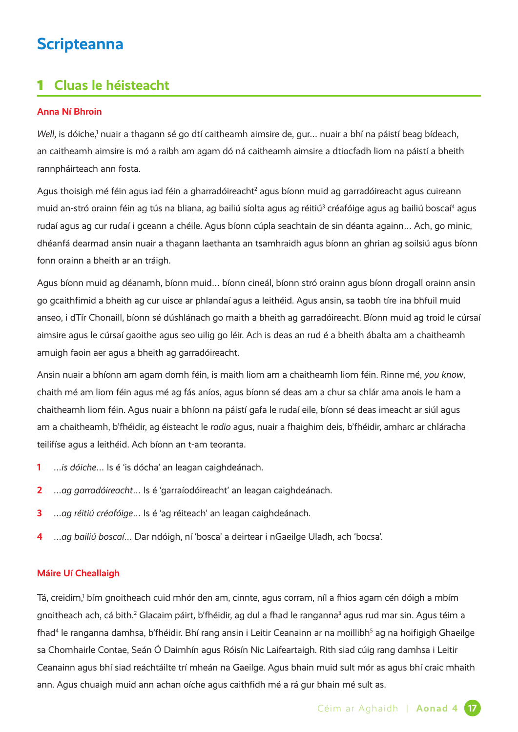# Scripteanna

## 1 Cluas le héisteacht

**Anna Ní Bhroin**

*Well*, is dóiche,[1] nuair a thagann sé go dtí caitheamh aimsire de, gur… nuair a bhí na páistí beag bídeach, an caitheamh aimsire is mó a raibh am agam dó ná caitheamh aimsire a dtiocfadh liom na páistí a bheith rannpháirteach ann fosta.

Agus thoisigh mé féin agus iad féin a gharradóireacht[2] agus bíonn muid ag garradóireacht agus cuireann muid an-stró orainn féin ag tús na bliana, ag bailiú síolta agus ag réitiú[3] créafóige agus ag bailiú boscaí[4] agus rudaí agus ag cur rudaí i gceann a chéile. Agus bíonn cúpla seachtain de sin déanta againn… Ach, go minic, dhéanfá dearmad ansin nuair a thagann laethanta an tsamhraidh agus bíonn an ghrian ag soilsiú agus bíonn fonn orainn a bheith ar an tráigh.

Agus bíonn muid ag déanamh, bíonn muid… bíonn cineál, bíonn stró orainn agus bíonn drogall orainn ansin go gcaithfimid a bheith ag cur uisce ar phlandaí agus a leithéid. Agus ansin, sa taobh tíre ina bhfuil muid anseo, i dTír Chonaill, bíonn sé dúshlánach go maith a bheith ag garradóireacht. Bíonn muid ag troid le cúrsaí aimsire agus le cúrsaí gaoithe agus seo uilig go léir. Ach is deas an rud é a bheith ábalta am a chaitheamh amuigh faoin aer agus a bheith ag garradóireacht.

Ansin nuair a bhíonn am agam domh féin, is maith liom am a chaitheamh liom féin. Rinne mé, *you know*, chaith mé am liom féin agus mé ag fás aníos, agus bíonn sé deas am a chur sa chlár ama anois le ham a chaitheamh liom féin. Agus nuair a bhíonn na páistí gafa le rudaí eile, bíonn sé deas imeacht ar siúl agus am a chaitheamh, b'fhéidir, ag éisteacht le *radio* agus, nuair a fhaighim deis, b'fhéidir, amharc ar chláracha teilifíse agus a leithéid. Ach bíonn an t-am teoranta.

1. …*is dóiche*… Is é 'is dócha' an leagan caighdeánach.
2. …*ag garradóireacht*… Is é 'garraíodóireacht' an leagan caighdeánach.
3. …*ag réitiú créafóige*… Is é 'ag réiteach' an leagan caighdeánach.
4. …*ag bailiú boscaí*… Dar ndóigh, ní 'bosca' a deirtear i nGaeilge Uladh, ach 'bocsa'.

**Máire Uí Cheallaigh**

Tá, creidim,[1] bím gnoitheach cuid mhór den am, cinnte, agus corram, níl a fhios agam cén dóigh a mbím gnoitheach ach, cá bith.[2] Glacaim páirt, b'fhéidir, ag dul a fhad le ranganna[3] agus rud mar sin. Agus téim a fhad[4] le ranganna damhsa, b'fhéidir. Bhí rang ansin i Leitir Ceanainn ar na moillibh[5] ag na hoifigigh Ghaeilge sa Chomhairle Contae, Seán Ó Daimhín agus Róisín Nic Laifeartaigh. Rith siad cúig rang damhsa i Leitir Ceanainn agus bhí siad reáchtáilte trí mheán na Gaeilge. Agus bhain muid sult mór as agus bhí craic mhaith ann. Agus chuaigh muid ann achan oíche agus caithfidh mé a rá gur bhain mé sult as.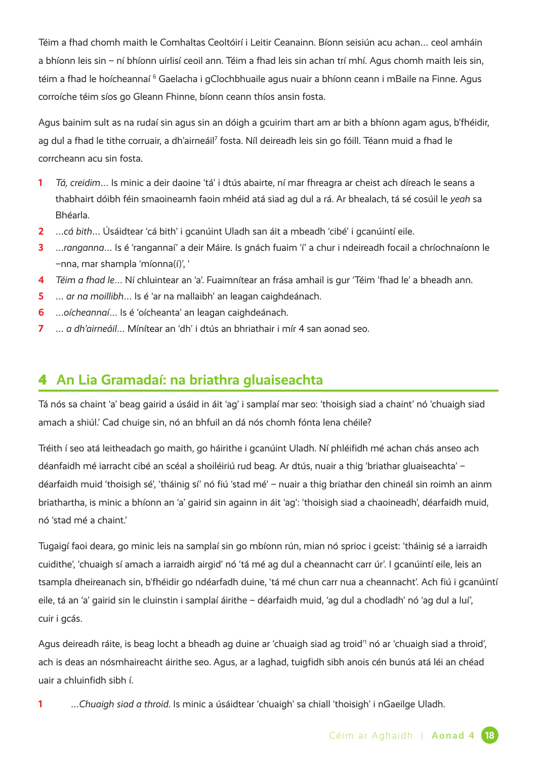Téim a fhad chomh maith le Comhaltas Ceoltóirí i Leitir Ceanainn. Bíonn seisiún acu achan… ceol amháin a bhíonn leis sin – ní bhíonn uirlisí ceoil ann. Téim a fhad leis sin achan trí mhí. Agus chomh maith leis sin, téim a fhad le hoícheannaí [6] Gaelacha i gClochbhuaile agus nuair a bhíonn ceann i mBaile na Finne. Agus corroíche téim síos go Gleann Fhinne, bíonn ceann thíos ansin fosta.

Agus bainim sult as na rudaí sin agus sin an dóigh a gcuirim thart am ar bith a bhíonn agam agus, b'fhéidir, ag dul a fhad le tithe corruair, a dh'airneáil[7] fosta. Níl deireadh leis sin go fóill. Téann muid a fhad le corrcheann acu sin fosta.

1. *Tá, creidim*… Is minic a deir daoine 'tá' i dtús abairte, ní mar fhreagra ar cheist ach díreach le seans a thabhairt dóibh féin smaoineamh faoin mhéid atá siad ag dul a rá. Ar bhealach, tá sé cosúil le *yeah* sa Bhéarla.
2. …*cá bith*… Úsáidtear 'cá bith' i gcanúint Uladh san áit a mbeadh 'cibé' i gcanúintí eile.
3. …*ranganna*… Is é 'rangannaí' a deir Máire. Is gnách fuaim 'í' a chur i ndeireadh focail a chríochnaíonn le –nna, mar shampla 'míonna(í)', '
4. *Téim a fhad le*… Ní chluintear an 'a'. Fuaimnítear an frása amhail is gur 'Téim 'fhad le' a bheadh ann.
5. … *ar na moillibh*… Is é 'ar na mallaibh' an leagan caighdeánach.
6. …*oícheannaí*… Is é 'oícheanta' an leagan caighdeánach.
7. … *a dh'airneáil*… Mínítear an 'dh' i dtús an bhriathair i mír 4 san aonad seo.

## 4 An Lia Gramadaí: na briathra gluaiseachta

Tá nós sa chaint 'a' beag gairid a úsáid in áit 'ag' i samplaí mar seo: 'thoisigh siad a chaint' nó 'chuaigh siad amach a shiúl.' Cad chuige sin, nó an bhfuil an dá nós chomh fónta lena chéile?

Tréith í seo atá leitheadach go maith, go háirithe i gcanúint Uladh. Ní phléifidh mé achan chás anseo ach déanfaidh mé iarracht cibé an scéal a shoiléiriú rud beag. Ar dtús, nuair a thig 'briathar gluaiseachta' – déarfaidh muid 'thoisigh sé', 'tháinig sí' nó fiú 'stad mé' – nuair a thig briathar den chineál sin roimh an ainm briathartha, is minic a bhíonn an 'a' gairid sin againn in áit 'ag': 'thoisigh siad a chaoineadh', déarfaidh muid, nó 'stad mé a chaint.'

Tugaigí faoi deara, go minic leis na samplaí sin go mbíonn rún, mian nó sprioc i gceist: 'tháinig sé a iarraidh cuidithe', 'chuaigh sí amach a iarraidh airgid' nó 'tá mé ag dul a cheannacht carr úr'. I gcanúintí eile, leis an tsampla dheireanach sin, b'fhéidir go ndéarfadh duine, 'tá mé chun carr nua a cheannacht'. Ach fiú i gcanúintí eile, tá an 'a' gairid sin le cluinstin i samplaí áirithe – déarfaidh muid, 'ag dul a chodladh' nó 'ag dul a luí', cuir i gcás.

Agus deireadh ráite, is beag locht a bheadh ag duine ar 'chuaigh siad ag troid'[1] nó ar 'chuaigh siad a throid', ach is deas an nósmhaireacht áirithe seo. Agus, ar a laghad, tuigfidh sibh anois cén bunús atá léi an chéad uair a chluinfidh sibh í.

1. …*Chuaigh siad a throid*. Is minic a úsáidtear 'chuaigh' sa chiall 'thoisigh' i nGaeilge Uladh.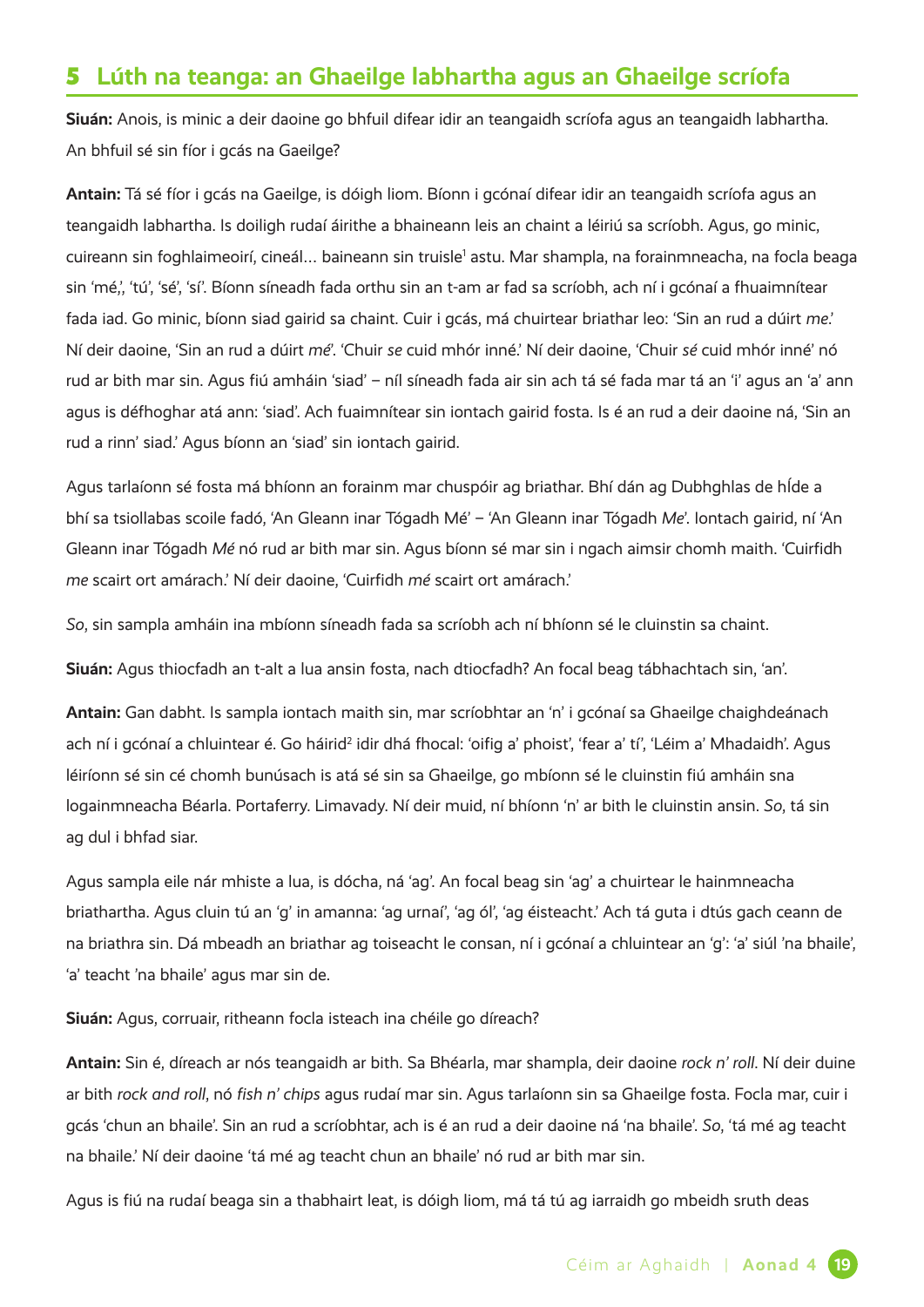## 5 Lúth na teanga: an Ghaeilge labhartha agus an Ghaeilge scríofa

**Siuán:** Anois, is minic a deir daoine go bhfuil difear idir an teangaidh scríofa agus an teangaidh labhartha. An bhfuil sé sin fíor i gcás na Gaeilge?

**Antain:** Tá sé fíor i gcás na Gaeilge, is dóigh liom. Bíonn i gcónaí difear idir an teangaidh scríofa agus an teangaidh labhartha. Is doiligh rudaí áirithe a bhaineann leis an chaint a léiriú sa scríobh. Agus, go minic, cuireann sin foghlaimeoirí, cineál… baineann sin truisle[1] astu. Mar shampla, na forainmneacha, na focla beaga sin 'mé,', 'tú', 'sé', 'sí'. Bíonn síneadh fada orthu sin an t-am ar fad sa scríobh, ach ní i gcónaí a fhuaimnítear fada iad. Go minic, bíonn siad gairid sa chaint. Cuir i gcás, má chuirtear briathar leo: 'Sin an rud a dúirt *me*.' Ní deir daoine, 'Sin an rud a dúirt *mé*'. 'Chuir *se* cuid mhór inné.' Ní deir daoine, 'Chuir *sé* cuid mhór inné' nó rud ar bith mar sin. Agus fiú amháin 'siad' – níl síneadh fada air sin ach tá sé fada mar tá an 'i' agus an 'a' ann agus is défhoghar atá ann: 'siad'. Ach fuaimnítear sin iontach gairid fosta. Is é an rud a deir daoine ná, 'Sin an rud a rinn' siad.' Agus bíonn an 'siad' sin iontach gairid.

Agus tarlaíonn sé fosta má bhíonn an forainm mar chuspóir ag briathar. Bhí dán ag Dubhghlas de hÍde a bhí sa tsiollabas scoile fadó, 'An Gleann inar Tógadh Mé' – 'An Gleann inar Tógadh *Me*'. Iontach gairid, ní 'An Gleann inar Tógadh *Mé* nó rud ar bith mar sin. Agus bíonn sé mar sin i ngach aimsir chomh maith. 'Cuirfidh *me* scairt ort amárach.' Ní deir daoine, 'Cuirfidh *mé* scairt ort amárach.'

*So*, sin sampla amháin ina mbíonn síneadh fada sa scríobh ach ní bhíonn sé le cluinstin sa chaint.

**Siuán:** Agus thiocfadh an t-alt a lua ansin fosta, nach dtiocfadh? An focal beag tábhachtach sin, 'an'.

**Antain:** Gan dabht. Is sampla iontach maith sin, mar scríobhtar an 'n' i gcónaí sa Ghaeilge chaighdeánach ach ní i gcónaí a chluintear é. Go háirid[2] idir dhá fhocal: 'oifig a' phoist', 'fear a' tí', 'Léim a' Mhadaidh'. Agus léiríonn sé sin cé chomh bunúsach is atá sé sin sa Ghaeilge, go mbíonn sé le cluinstin fiú amháin sna logainmneacha Béarla. Portaferry. Limavady. Ní deir muid, ní bhíonn 'n' ar bith le cluinstin ansin. *So*, tá sin ag dul i bhfad siar.

Agus sampla eile nár mhiste a lua, is dócha, ná 'ag'. An focal beag sin 'ag' a chuirtear le hainmneacha briathartha. Agus cluin tú an 'g' in amanna: 'ag urnaí', 'ag ól', 'ag éisteacht.' Ach tá guta i dtús gach ceann de na briathra sin. Dá mbeadh an briathar ag toiseacht le consan, ní i gcónaí a chluintear an 'g': 'a' siúl 'na bhaile', 'a' teacht 'na bhaile' agus mar sin de.

**Siuán:** Agus, corruair, ritheann focla isteach ina chéile go díreach?

**Antain:** Sin é, díreach ar nós teangaidh ar bith. Sa Bhéarla, mar shampla, deir daoine *rock n' roll*. Ní deir duine ar bith *rock and roll*, nó *fish n' chips* agus rudaí mar sin. Agus tarlaíonn sin sa Ghaeilge fosta. Focla mar, cuir i gcás 'chun an bhaile'. Sin an rud a scríobhtar, ach is é an rud a deir daoine ná 'na bhaile'. *So*, 'tá mé ag teacht na bhaile.' Ní deir daoine 'tá mé ag teacht chun an bhaile' nó rud ar bith mar sin.

Agus is fiú na rudaí beaga sin a thabhairt leat, is dóigh liom, má tá tú ag iarraidh go mbeidh sruth deas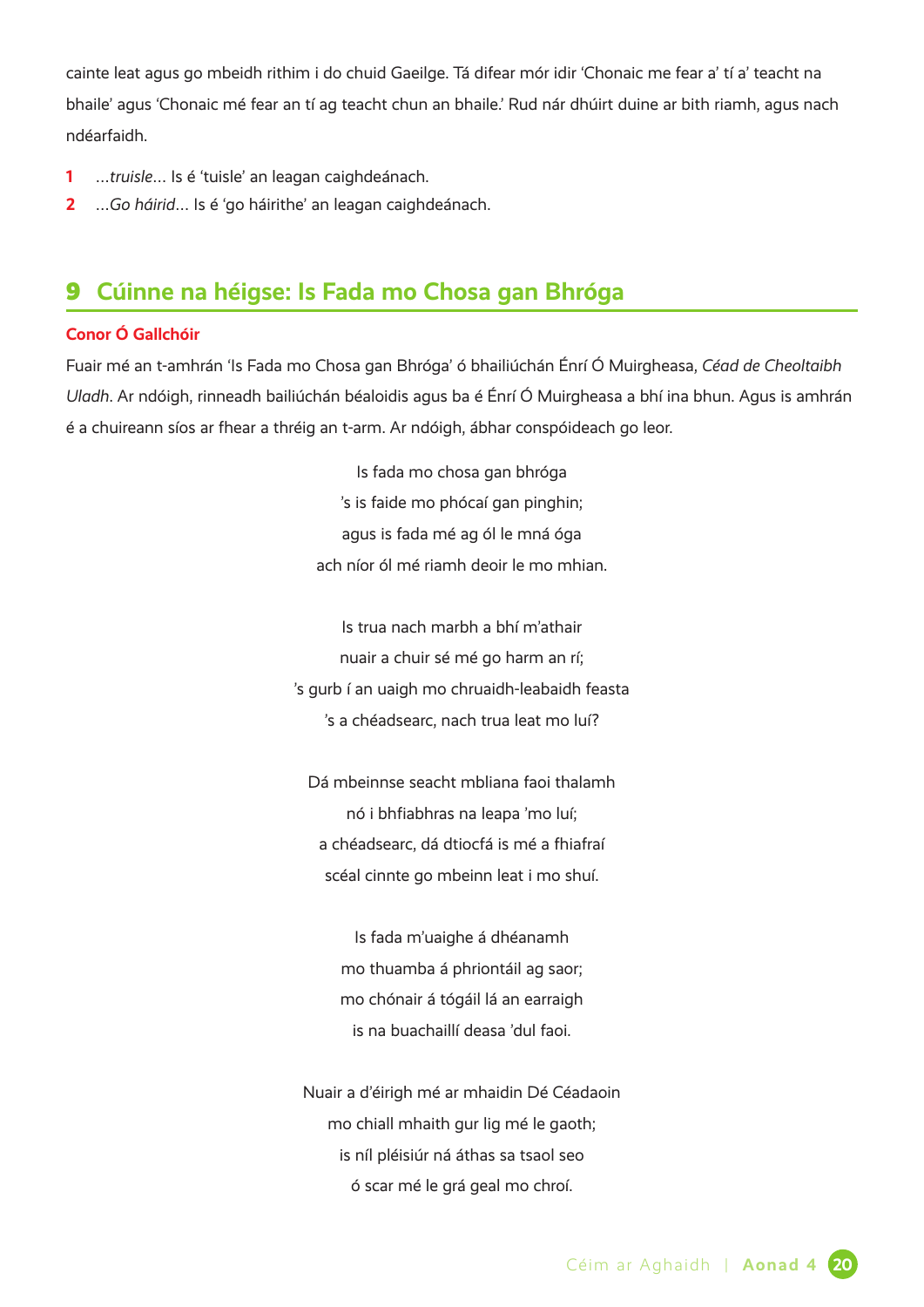cainte leat agus go mbeidh rithim i do chuid Gaeilge. Tá difear mór idir 'Chonaic me fear a' tí a' teacht na bhaile' agus 'Chonaic mé fear an tí ag teacht chun an bhaile.' Rud nár dhúirt duine ar bith riamh, agus nach ndéarfaidh.

1. …*truisle*… Is é 'tuisle' an leagan caighdeánach.
2. …*Go háirid*… Is é 'go háirithe' an leagan caighdeánach.

## 9 Cúinne na héigse: Is Fada mo Chosa gan Bhróga

**Conor Ó Gallchóir**

Fuair mé an t-amhrán 'Is Fada mo Chosa gan Bhróga' ó bhailiúchán Énrí Ó Muirgheasa, *Céad de Cheoltaibh Uladh*. Ar ndóigh, rinneadh bailiúchán béaloidis agus ba é Énrí Ó Muirgheasa a bhí ina bhun. Agus is amhrán é a chuireann síos ar fhear a thréig an t-arm. Ar ndóigh, ábhar conspóideach go leor.

Is fada mo chosa gan bhróga
's is faide mo phócaí gan pinghin;
agus is fada mé ag ól le mná óga
ach níor ól mé riamh deoir le mo mhian.

Is trua nach marbh a bhí m'athair
nuair a chuir sé mé go harm an rí;
's gurb í an uaigh mo chruaidh-leabaidh feasta
's a chéadsearc, nach trua leat mo luí?

Dá mbeinnse seacht mbliana faoi thalamh
nó i bhfiabhras na leapa 'mo luí;
a chéadsearc, dá dtiocfá is mé a fhiafraí
scéal cinnte go mbeinn leat i mo shuí.

Is fada m'uaighe á dhéanamh
mo thuamba á phriontáil ag saor;
mo chónair á tógáil lá an earraigh
is na buachaillí deasa 'dul faoi.

Nuair a d'éirigh mé ar mhaidin Dé Céadaoin
mo chiall mhaith gur lig mé le gaoth;
is níl pléisiúr ná áthas sa tsaol seo
ó scar mé le grá geal mo chroí.